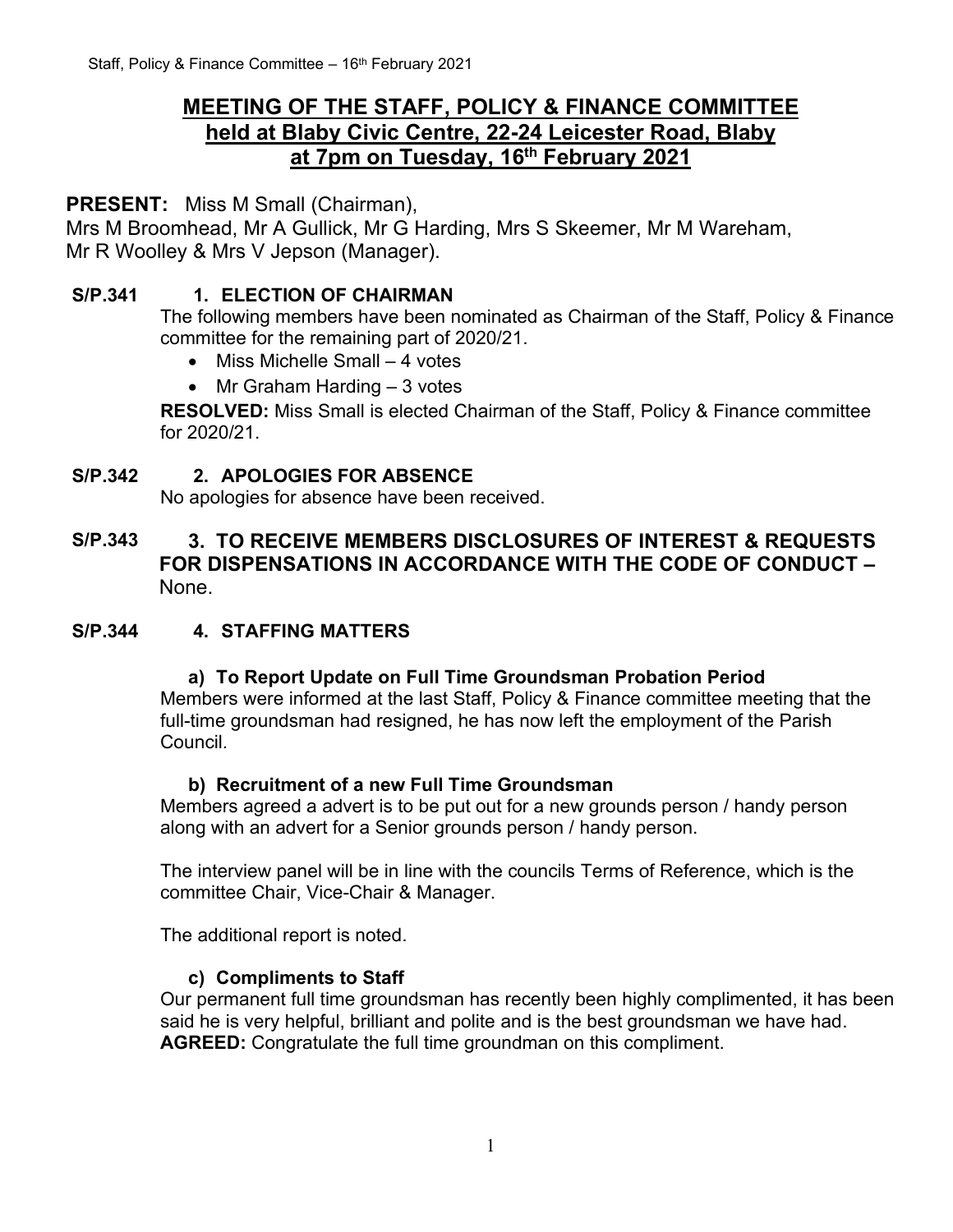# MEETING OF THE STAFF, POLICY & FINANCE COMMITTEE held at Blaby Civic Centre, 22-24 Leicester Road, Blaby at 7pm on Tuesday, 16th February 2021

**PRESENT:** Miss M Small (Chairman),
Mrs M Broomhead, Mr A Gullick, Mr G Harding, Mrs S Skeemer, Mr M Wareham, Mr R Woolley & Mrs V Jepson (Manager).

**S/P.341 1. ELECTION OF CHAIRMAN**

The following members have been nominated as Chairman of the Staff, Policy & Finance committee for the remaining part of 2020/21.

- Miss Michelle Small – 4 votes
- Mr Graham Harding – 3 votes

**RESOLVED:** Miss Small is elected Chairman of the Staff, Policy & Finance committee for 2020/21.

**S/P.342 2. APOLOGIES FOR ABSENCE**

No apologies for absence have been received.

**S/P.343 3. TO RECEIVE MEMBERS DISCLOSURES OF INTEREST & REQUESTS FOR DISPENSATIONS IN ACCORDANCE WITH THE CODE OF CONDUCT –** None.

**S/P.344 4. STAFFING MATTERS**

**a) To Report Update on Full Time Groundsman Probation Period**

Members were informed at the last Staff, Policy & Finance committee meeting that the full-time groundsman had resigned, he has now left the employment of the Parish Council.

**b) Recruitment of a new Full Time Groundsman**

Members agreed a advert is to be put out for a new grounds person / handy person along with an advert for a Senior grounds person / handy person.

The interview panel will be in line with the councils Terms of Reference, which is the committee Chair, Vice-Chair & Manager.

The additional report is noted.

**c) Compliments to Staff**

Our permanent full time groundsman has recently been highly complimented, it has been said he is very helpful, brilliant and polite and is the best groundsman we have had.
**AGREED:** Congratulate the full time groundman on this compliment.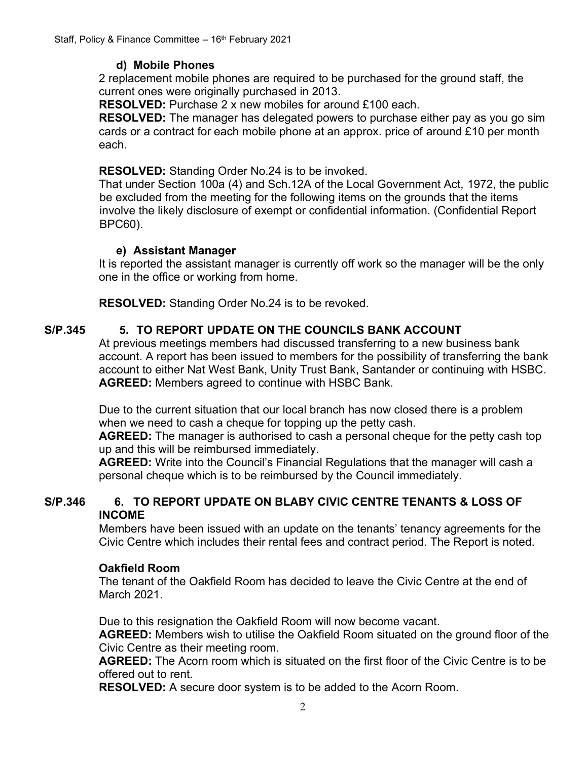#### d) Mobile Phones

2 replacement mobile phones are required to be purchased for the ground staff, the current ones were originally purchased in 2013.

**RESOLVED:** Purchase 2 x new mobiles for around £100 each.

**RESOLVED:** The manager has delegated powers to purchase either pay as you go sim cards or a contract for each mobile phone at an approx. price of around £10 per month each.

**RESOLVED:** Standing Order No.24 is to be invoked.

That under Section 100a (4) and Sch.12A of the Local Government Act, 1972, the public be excluded from the meeting for the following items on the grounds that the items involve the likely disclosure of exempt or confidential information. (Confidential Report BPC60).

#### e) Assistant Manager

It is reported the assistant manager is currently off work so the manager will be the only one in the office or working from home.

**RESOLVED:** Standing Order No.24 is to be revoked.

### S/P.345 5. TO REPORT UPDATE ON THE COUNCILS BANK ACCOUNT

At previous meetings members had discussed transferring to a new business bank account. A report has been issued to members for the possibility of transferring the bank account to either Nat West Bank, Unity Trust Bank, Santander or continuing with HSBC.

**AGREED:** Members agreed to continue with HSBC Bank.

Due to the current situation that our local branch has now closed there is a problem when we need to cash a cheque for topping up the petty cash.

**AGREED:** The manager is authorised to cash a personal cheque for the petty cash top up and this will be reimbursed immediately.

**AGREED:** Write into the Council's Financial Regulations that the manager will cash a personal cheque which is to be reimbursed by the Council immediately.

### S/P.346 6. TO REPORT UPDATE ON BLABY CIVIC CENTRE TENANTS & LOSS OF INCOME

Members have been issued with an update on the tenants' tenancy agreements for the Civic Centre which includes their rental fees and contract period. The Report is noted.

#### Oakfield Room

The tenant of the Oakfield Room has decided to leave the Civic Centre at the end of March 2021.

Due to this resignation the Oakfield Room will now become vacant.

**AGREED:** Members wish to utilise the Oakfield Room situated on the ground floor of the Civic Centre as their meeting room.

**AGREED:** The Acorn room which is situated on the first floor of the Civic Centre is to be offered out to rent.

**RESOLVED:** A secure door system is to be added to the Acorn Room.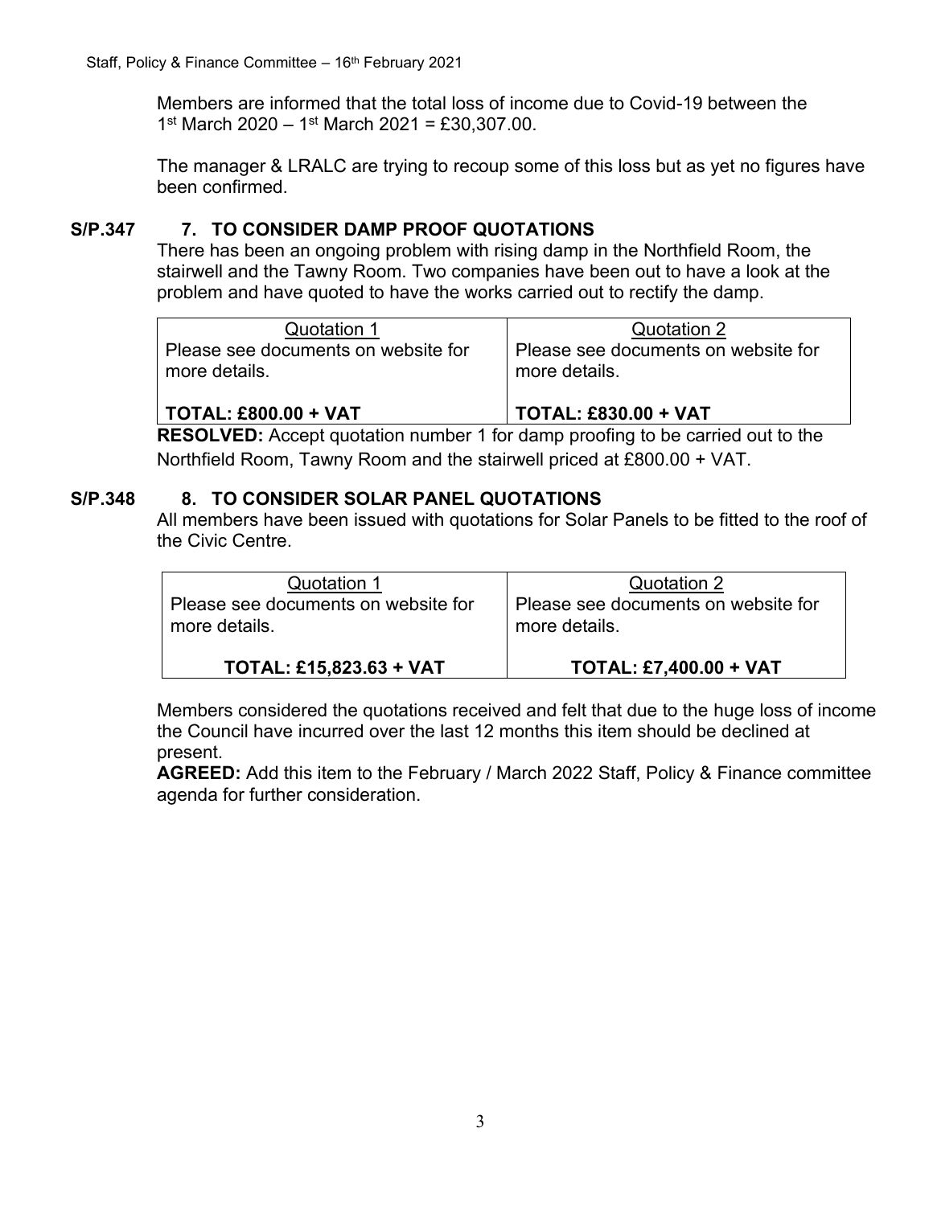Members are informed that the total loss of income due to Covid-19 between the 1st March 2020 – 1st March 2021 = £30,307.00.

The manager & LRALC are trying to recoup some of this loss but as yet no figures have been confirmed.

**S/P.347 7. TO CONSIDER DAMP PROOF QUOTATIONS**

There has been an ongoing problem with rising damp in the Northfield Room, the stairwell and the Tawny Room. Two companies have been out to have a look at the problem and have quoted to have the works carried out to rectify the damp.

| Quotation 1 | Quotation 2 |
|---|---|
| Please see documents on website for more details. | Please see documents on website for more details. |
| **TOTAL: £800.00 + VAT** | **TOTAL: £830.00 + VAT** |

**RESOLVED:** Accept quotation number 1 for damp proofing to be carried out to the Northfield Room, Tawny Room and the stairwell priced at £800.00 + VAT.

**S/P.348 8. TO CONSIDER SOLAR PANEL QUOTATIONS**

All members have been issued with quotations for Solar Panels to be fitted to the roof of the Civic Centre.

| Quotation 1 | Quotation 2 |
|---|---|
| Please see documents on website for more details. | Please see documents on website for more details. |
| **TOTAL: £15,823.63 + VAT** | **TOTAL: £7,400.00 + VAT** |

Members considered the quotations received and felt that due to the huge loss of income the Council have incurred over the last 12 months this item should be declined at present.

**AGREED:** Add this item to the February / March 2022 Staff, Policy & Finance committee agenda for further consideration.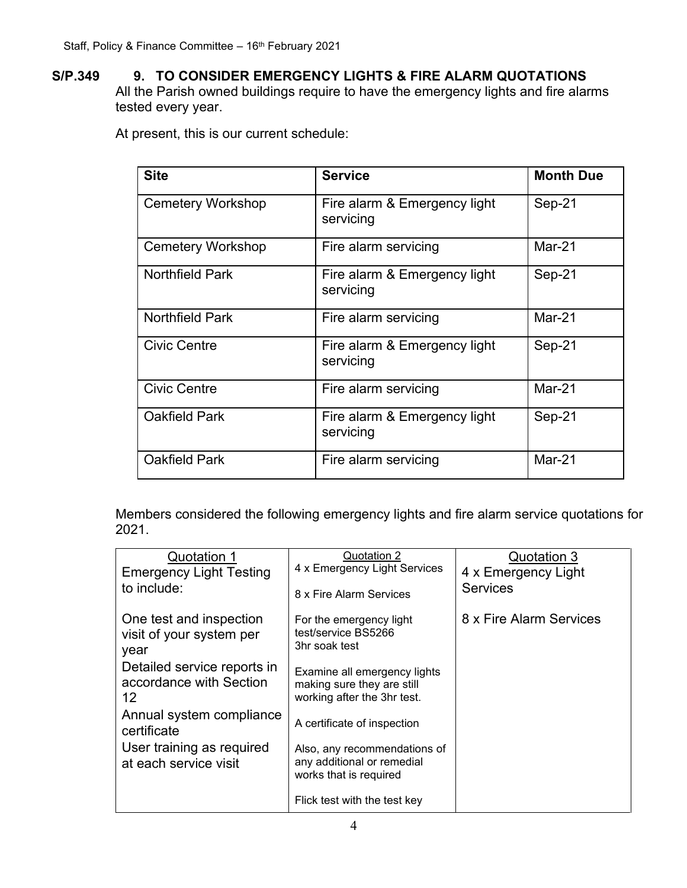**S/P.349 9. TO CONSIDER EMERGENCY LIGHTS & FIRE ALARM QUOTATIONS**

All the Parish owned buildings require to have the emergency lights and fire alarms tested every year.

At present, this is our current schedule:

| Site | Service | Month Due |
|---|---|---|
| Cemetery Workshop | Fire alarm & Emergency light servicing | Sep-21 |
| Cemetery Workshop | Fire alarm servicing | Mar-21 |
| Northfield Park | Fire alarm & Emergency light servicing | Sep-21 |
| Northfield Park | Fire alarm servicing | Mar-21 |
| Civic Centre | Fire alarm & Emergency light servicing | Sep-21 |
| Civic Centre | Fire alarm servicing | Mar-21 |
| Oakfield Park | Fire alarm & Emergency light servicing | Sep-21 |
| Oakfield Park | Fire alarm servicing | Mar-21 |

Members considered the following emergency lights and fire alarm service quotations for 2021.

| Quotation 1 | Quotation 2 | Quotation 3 |
|---|---|---|
| Emergency Light Testing to include:<br><br>One test and inspection visit of your system per year<br>Detailed service reports in accordance with Section 12<br>Annual system compliance certificate<br>User training as required at each service visit | 4 x Emergency Light Services<br><br>8 x Fire Alarm Services<br><br>For the emergency light test/service BS5266<br>3hr soak test<br><br>Examine all emergency lights making sure they are still working after the 3hr test.<br><br>A certificate of inspection<br><br>Also, any recommendations of any additional or remedial works that is required<br><br>Flick test with the test key | 4 x Emergency Light Services<br><br>8 x Fire Alarm Services |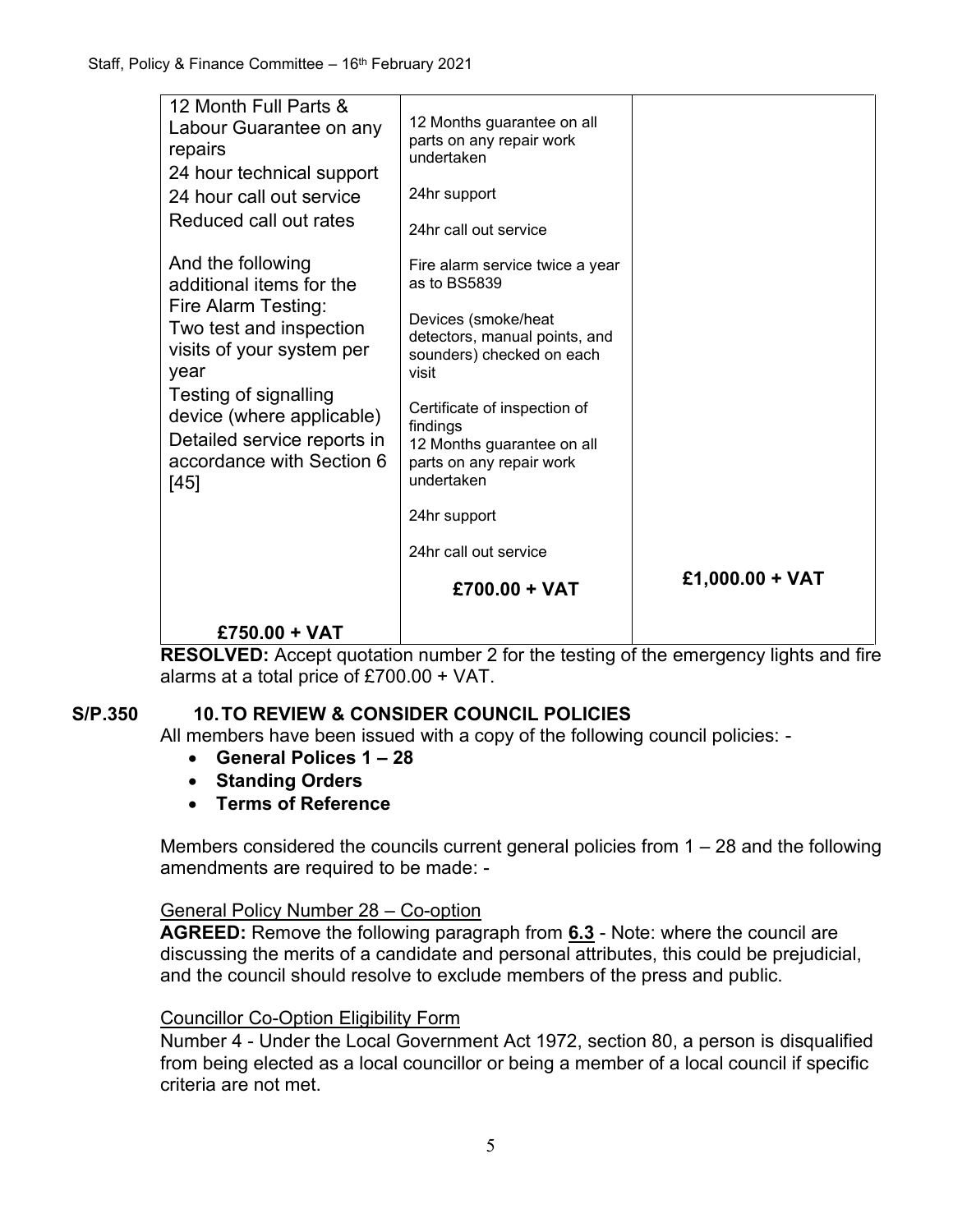| | | |
|---|---|---|
| 12 Month Full Parts & Labour Guarantee on any repairs<br>24 hour technical support<br>24 hour call out service<br>Reduced call out rates<br><br>And the following additional items for the Fire Alarm Testing:<br>Two test and inspection visits of your system per year<br>Testing of signalling device (where applicable)<br>Detailed service reports in accordance with Section 6 [45]<br><br>**£750.00 + VAT** | 12 Months guarantee on all parts on any repair work undertaken<br><br>24hr support<br><br>24hr call out service<br><br>Fire alarm service twice a year as to BS5839<br><br>Devices (smoke/heat detectors, manual points, and sounders) checked on each visit<br><br>Certificate of inspection of findings<br>12 Months guarantee on all parts on any repair work undertaken<br><br>24hr support<br><br>24hr call out service<br><br>**£700.00 + VAT** | **£1,000.00 + VAT** |

**RESOLVED:** Accept quotation number 2 for the testing of the emergency lights and fire alarms at a total price of £700.00 + VAT.

## S/P.350 10. TO REVIEW & CONSIDER COUNCIL POLICIES

All members have been issued with a copy of the following council policies: -

- **General Polices 1 – 28**
- **Standing Orders**
- **Terms of Reference**

Members considered the councils current general policies from 1 – 28 and the following amendments are required to be made: -

General Policy Number 28 – Co-option

**AGREED:** Remove the following paragraph from **6.3** - Note: where the council are discussing the merits of a candidate and personal attributes, this could be prejudicial, and the council should resolve to exclude members of the press and public.

Councillor Co-Option Eligibility Form

Number 4 - Under the Local Government Act 1972, section 80, a person is disqualified from being elected as a local councillor or being a member of a local council if specific criteria are not met.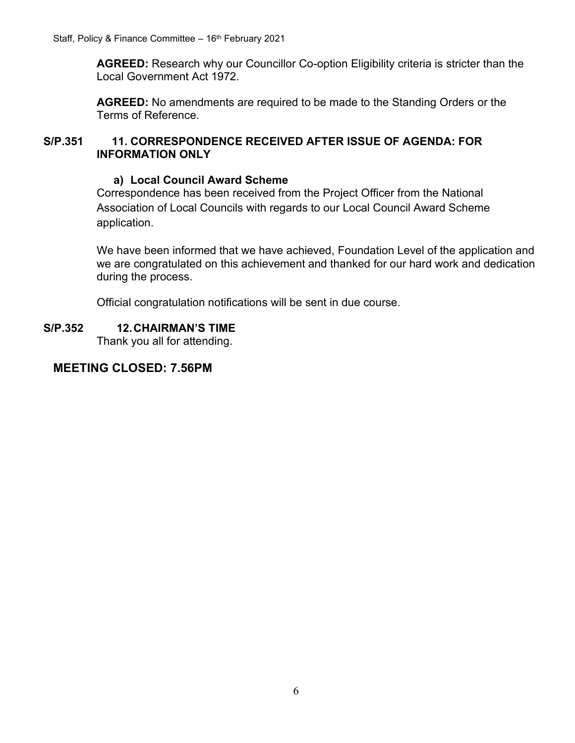**AGREED:** Research why our Councillor Co-option Eligibility criteria is stricter than the Local Government Act 1972.

**AGREED:** No amendments are required to be made to the Standing Orders or the Terms of Reference.

**S/P.351 11. CORRESPONDENCE RECEIVED AFTER ISSUE OF AGENDA: FOR INFORMATION ONLY**

**a) Local Council Award Scheme**

Correspondence has been received from the Project Officer from the National Association of Local Councils with regards to our Local Council Award Scheme application.

We have been informed that we have achieved, Foundation Level of the application and we are congratulated on this achievement and thanked for our hard work and dedication during the process.

Official congratulation notifications will be sent in due course.

**S/P.352 12. CHAIRMAN'S TIME**

Thank you all for attending.

**MEETING CLOSED: 7.56PM**